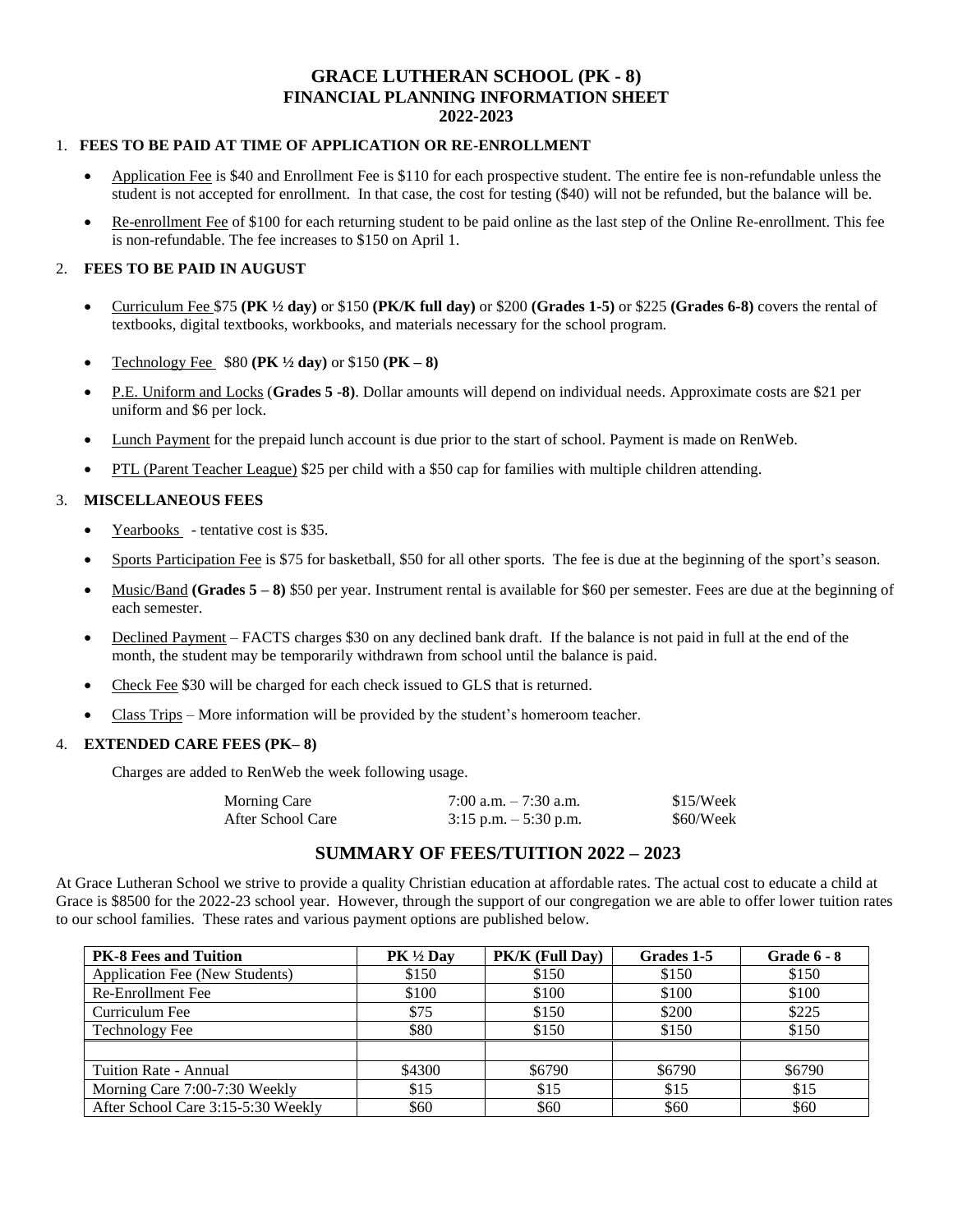# GRACE LUTHERAN SCHOOL (PK - 8)
## FINANCIAL PLANNING INFORMATION SHEET
## 2022-2023

1. **FEES TO BE PAID AT TIME OF APPLICATION OR RE-ENROLLMENT**

   - Application Fee is $40 and Enrollment Fee is $110 for each prospective student. The entire fee is non-refundable unless the student is not accepted for enrollment. In that case, the cost for testing ($40) will not be refunded, but the balance will be.
   - Re-enrollment Fee of $100 for each returning student to be paid online as the last step of the Online Re-enrollment. This fee is non-refundable. The fee increases to $150 on April 1.

2. **FEES TO BE PAID IN AUGUST**

   - Curriculum Fee $75 **(PK ½ day)** or $150 **(PK/K full day)** or $200 **(Grades 1-5)** or $225 **(Grades 6-8)** covers the rental of textbooks, digital textbooks, workbooks, and materials necessary for the school program.
   - Technology Fee $80 **(PK ½ day)** or $150 **(PK – 8)**
   - P.E. Uniform and Locks (**Grades 5 -8)**. Dollar amounts will depend on individual needs. Approximate costs are $21 per uniform and $6 per lock.
   - Lunch Payment for the prepaid lunch account is due prior to the start of school. Payment is made on RenWeb.
   - PTL (Parent Teacher League) $25 per child with a $50 cap for families with multiple children attending.

3. **MISCELLANEOUS FEES**

   - Yearbooks - tentative cost is $35.
   - Sports Participation Fee is $75 for basketball, $50 for all other sports. The fee is due at the beginning of the sport's season.
   - Music/Band **(Grades 5 – 8)** $50 per year. Instrument rental is available for $60 per semester. Fees are due at the beginning of each semester.
   - Declined Payment – FACTS charges $30 on any declined bank draft. If the balance is not paid in full at the end of the month, the student may be temporarily withdrawn from school until the balance is paid.
   - Check Fee $30 will be charged for each check issued to GLS that is returned.
   - Class Trips – More information will be provided by the student's homeroom teacher.

4. **EXTENDED CARE FEES (PK– 8)**

   Charges are added to RenWeb the week following usage.

| | | |
|---|---|---|
| Morning Care | 7:00 a.m. – 7:30 a.m. | $15/Week |
| After School Care | 3:15 p.m. – 5:30 p.m. | $60/Week |

## SUMMARY OF FEES/TUITION 2022 – 2023

At Grace Lutheran School we strive to provide a quality Christian education at affordable rates. The actual cost to educate a child at Grace is $8500 for the 2022-23 school year. However, through the support of our congregation we are able to offer lower tuition rates to our school families. These rates and various payment options are published below.

| PK-8 Fees and Tuition | PK ½ Day | PK/K (Full Day) | Grades 1-5 | Grade 6 - 8 |
|---|---|---|---|---|
| Application Fee (New Students) | $150 | $150 | $150 | $150 |
| Re-Enrollment Fee | $100 | $100 | $100 | $100 |
| Curriculum Fee | $75 | $150 | $200 | $225 |
| Technology Fee | $80 | $150 | $150 | $150 |
| | | | | |
| Tuition Rate - Annual | $4300 | $6790 | $6790 | $6790 |
| Morning Care 7:00-7:30 Weekly | $15 | $15 | $15 | $15 |
| After School Care 3:15-5:30 Weekly | $60 | $60 | $60 | $60 |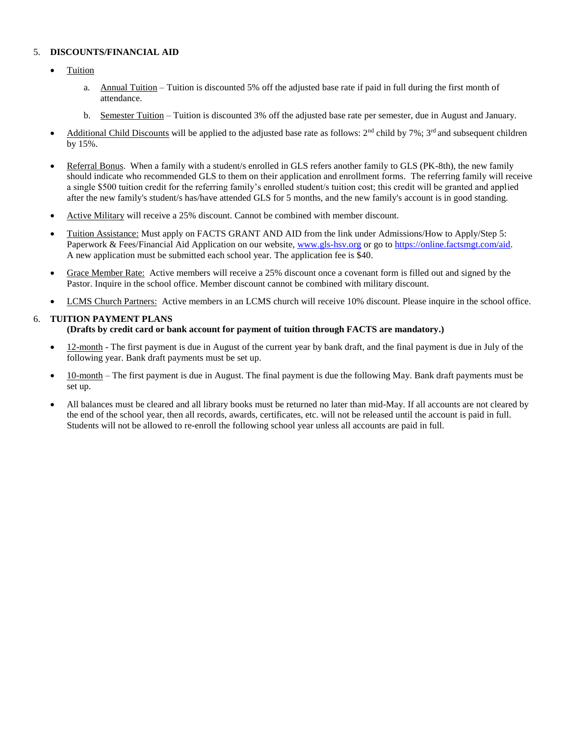## 5. DISCOUNTS/FINANCIAL AID

- Tuition
  a. Annual Tuition – Tuition is discounted 5% off the adjusted base rate if paid in full during the first month of attendance.
  b. Semester Tuition – Tuition is discounted 3% off the adjusted base rate per semester, due in August and January.
- Additional Child Discounts will be applied to the adjusted base rate as follows: 2nd child by 7%; 3rd and subsequent children by 15%.
- Referral Bonus. When a family with a student/s enrolled in GLS refers another family to GLS (PK-8th), the new family should indicate who recommended GLS to them on their application and enrollment forms. The referring family will receive a single $500 tuition credit for the referring family's enrolled student/s tuition cost; this credit will be granted and applied after the new family's student/s has/have attended GLS for 5 months, and the new family's account is in good standing.
- Active Military will receive a 25% discount. Cannot be combined with member discount.
- Tuition Assistance: Must apply on FACTS GRANT AND AID from the link under Admissions/How to Apply/Step 5: Paperwork & Fees/Financial Aid Application on our website, www.gls-hsv.org or go to https://online.factsmgt.com/aid. A new application must be submitted each school year. The application fee is $40.
- Grace Member Rate: Active members will receive a 25% discount once a covenant form is filled out and signed by the Pastor. Inquire in the school office. Member discount cannot be combined with military discount.
- LCMS Church Partners: Active members in an LCMS church will receive 10% discount. Please inquire in the school office.

## 6. TUITION PAYMENT PLANS

**(Drafts by credit card or bank account for payment of tuition through FACTS are mandatory.)**

- 12-month - The first payment is due in August of the current year by bank draft, and the final payment is due in July of the following year. Bank draft payments must be set up.
- 10-month – The first payment is due in August. The final payment is due the following May. Bank draft payments must be set up.
- All balances must be cleared and all library books must be returned no later than mid-May. If all accounts are not cleared by the end of the school year, then all records, awards, certificates, etc. will not be released until the account is paid in full. Students will not be allowed to re-enroll the following school year unless all accounts are paid in full.